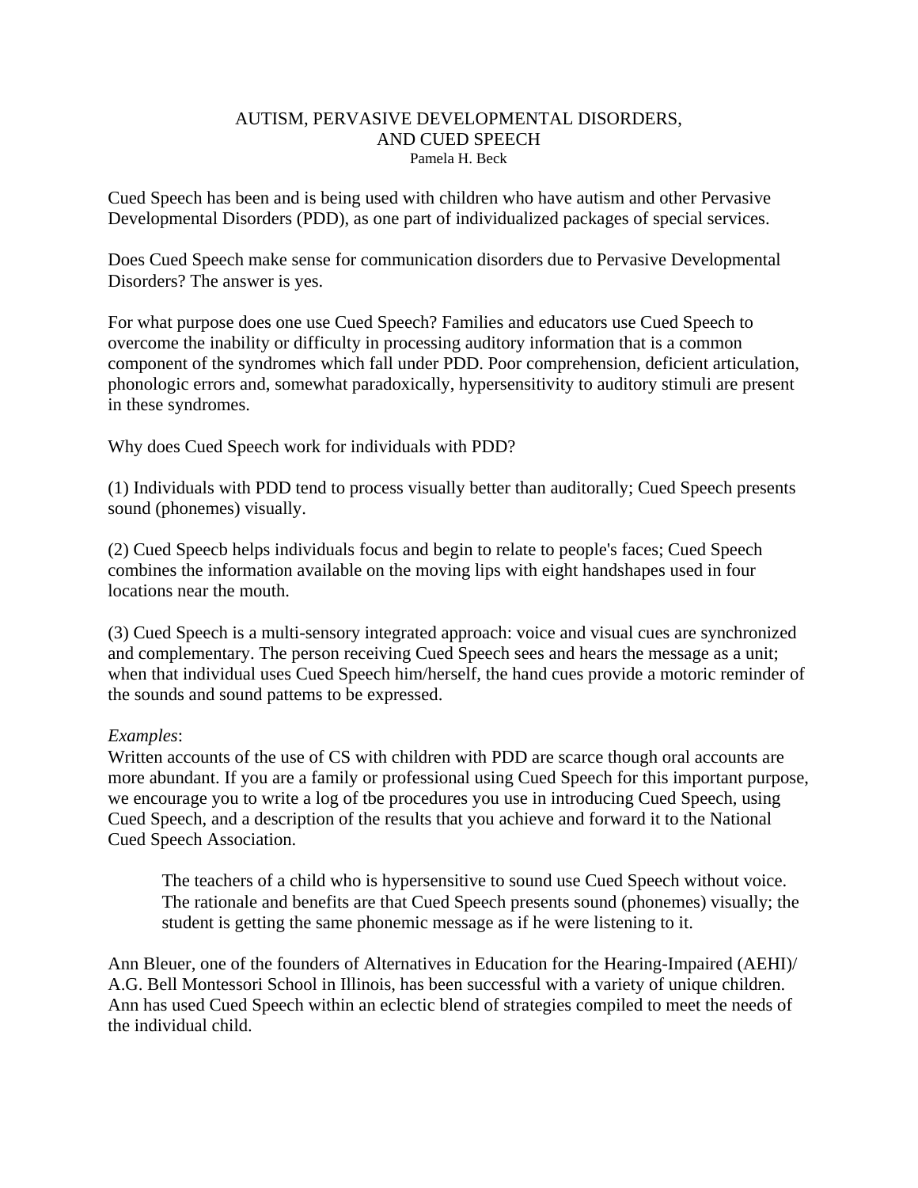# AUTISM, PERVASIVE DEVELOPMENTAL DISORDERS, AND CUED SPEECH

Pamela H. Beck

Cued Speech has been and is being used with children who have autism and other Pervasive Developmental Disorders (PDD), as one part of individualized packages of special services.

Does Cued Speech make sense for communication disorders due to Pervasive Developmental Disorders? The answer is yes.

For what purpose does one use Cued Speech? Families and educators use Cued Speech to overcome the inability or difficulty in processing auditory information that is a common component of the syndromes which fall under PDD. Poor comprehension, deficient articulation, phonologic errors and, somewhat paradoxically, hypersensitivity to auditory stimuli are present in these syndromes.

Why does Cued Speech work for individuals with PDD?

(1) Individuals with PDD tend to process visually better than auditorally; Cued Speech presents sound (phonemes) visually.

(2) Cued Speecb helps individuals focus and begin to relate to people's faces; Cued Speech combines the information available on the moving lips with eight handshapes used in four locations near the mouth.

(3) Cued Speech is a multi-sensory integrated approach: voice and visual cues are synchronized and complementary. The person receiving Cued Speech sees and hears the message as a unit; when that individual uses Cued Speech him/herself, the hand cues provide a motoric reminder of the sounds and sound pattems to be expressed.

*Examples*:
Written accounts of the use of CS with children with PDD are scarce though oral accounts are more abundant. If you are a family or professional using Cued Speech for this important purpose, we encourage you to write a log of tbe procedures you use in introducing Cued Speech, using Cued Speech, and a description of the results that you achieve and forward it to the National Cued Speech Association.

> The teachers of a child who is hypersensitive to sound use Cued Speech without voice. The rationale and benefits are that Cued Speech presents sound (phonemes) visually; the student is getting the same phonemic message as if he were listening to it.

Ann Bleuer, one of the founders of Alternatives in Education for the Hearing-Impaired (AEHI)/ A.G. Bell Montessori School in Illinois, has been successful with a variety of unique children. Ann has used Cued Speech within an eclectic blend of strategies compiled to meet the needs of the individual child.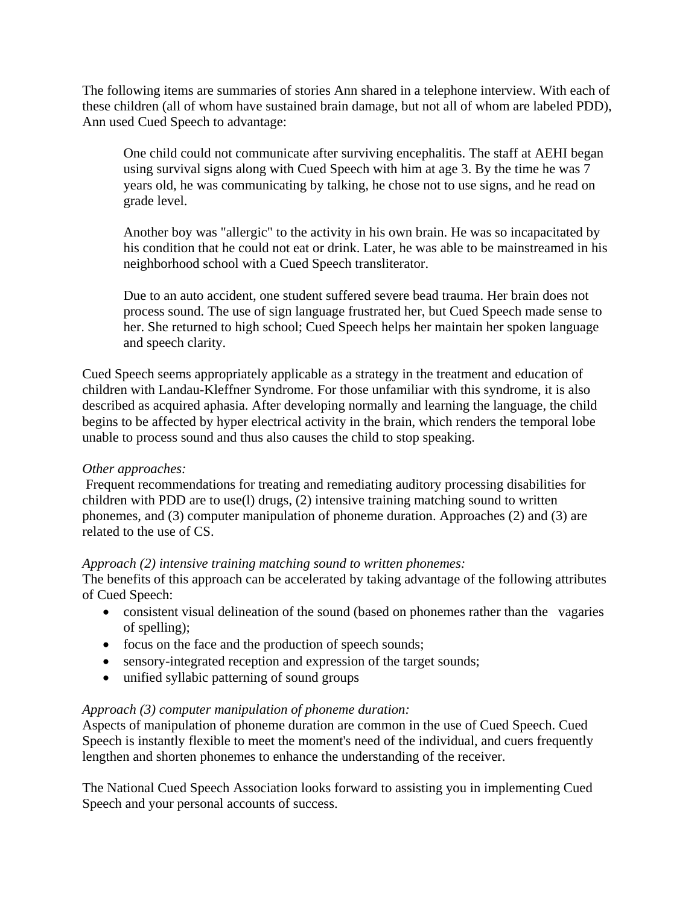The following items are summaries of stories Ann shared in a telephone interview. With each of these children (all of whom have sustained brain damage, but not all of whom are labeled PDD), Ann used Cued Speech to advantage:

> One child could not communicate after surviving encephalitis. The staff at AEHI began using survival signs along with Cued Speech with him at age 3. By the time he was 7 years old, he was communicating by talking, he chose not to use signs, and he read on grade level.
>
> Another boy was "allergic" to the activity in his own brain. He was so incapacitated by his condition that he could not eat or drink. Later, he was able to be mainstreamed in his neighborhood school with a Cued Speech transliterator.
>
> Due to an auto accident, one student suffered severe bead trauma. Her brain does not process sound. The use of sign language frustrated her, but Cued Speech made sense to her. She returned to high school; Cued Speech helps her maintain her spoken language and speech clarity.

Cued Speech seems appropriately applicable as a strategy in the treatment and education of children with Landau-Kleffner Syndrome. For those unfamiliar with this syndrome, it is also described as acquired aphasia. After developing normally and learning the language, the child begins to be affected by hyper electrical activity in the brain, which renders the temporal lobe unable to process sound and thus also causes the child to stop speaking.

*Other approaches:*

Frequent recommendations for treating and remediating auditory processing disabilities for children with PDD are to use(l) drugs, (2) intensive training matching sound to written phonemes, and (3) computer manipulation of phoneme duration. Approaches (2) and (3) are related to the use of CS.

*Approach (2) intensive training matching sound to written phonemes:*

The benefits of this approach can be accelerated by taking advantage of the following attributes of Cued Speech:

- consistent visual delineation of the sound (based on phonemes rather than the vagaries of spelling);
- focus on the face and the production of speech sounds;
- sensory-integrated reception and expression of the target sounds;
- unified syllabic patterning of sound groups

*Approach (3) computer manipulation of phoneme duration:*

Aspects of manipulation of phoneme duration are common in the use of Cued Speech. Cued Speech is instantly flexible to meet the moment's need of the individual, and cuers frequently lengthen and shorten phonemes to enhance the understanding of the receiver.

The National Cued Speech Association looks forward to assisting you in implementing Cued Speech and your personal accounts of success.